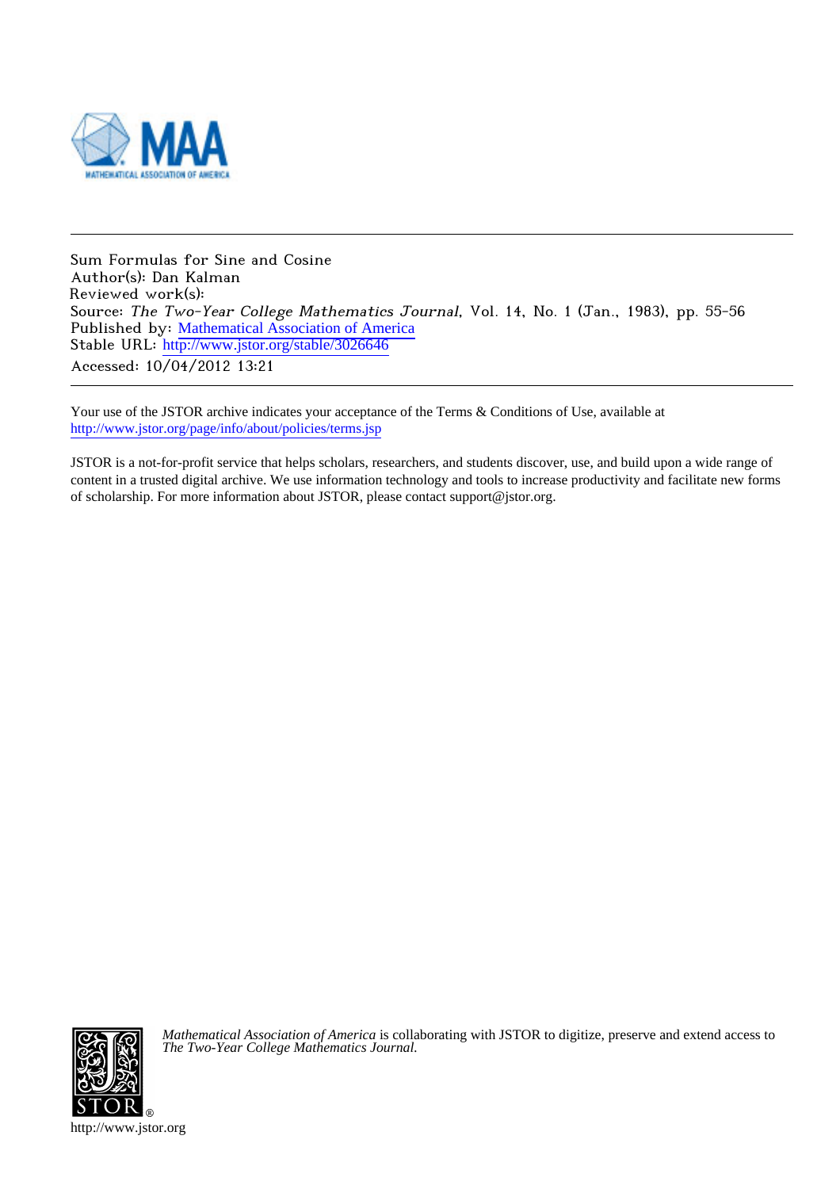Sum Formulas for Sine and Cosine
Author(s): Dan Kalman
Reviewed work(s):
Source: *The Two-Year College Mathematics Journal*, Vol. 14, No. 1 (Jan., 1983), pp. 55-56
Published by: Mathematical Association of America
Stable URL: http://www.jstor.org/stable/3026646
Accessed: 10/04/2012 13:21

Your use of the JSTOR archive indicates your acceptance of the Terms & Conditions of Use, available at
http://www.jstor.org/page/info/about/policies/terms.jsp

JSTOR is a not-for-profit service that helps scholars, researchers, and students discover, use, and build upon a wide range of content in a trusted digital archive. We use information technology and tools to increase productivity and facilitate new forms of scholarship. For more information about JSTOR, please contact support@jstor.org.

*Mathematical Association of America* is collaborating with JSTOR to digitize, preserve and extend access to *The Two-Year College Mathematics Journal.*

http://www.jstor.org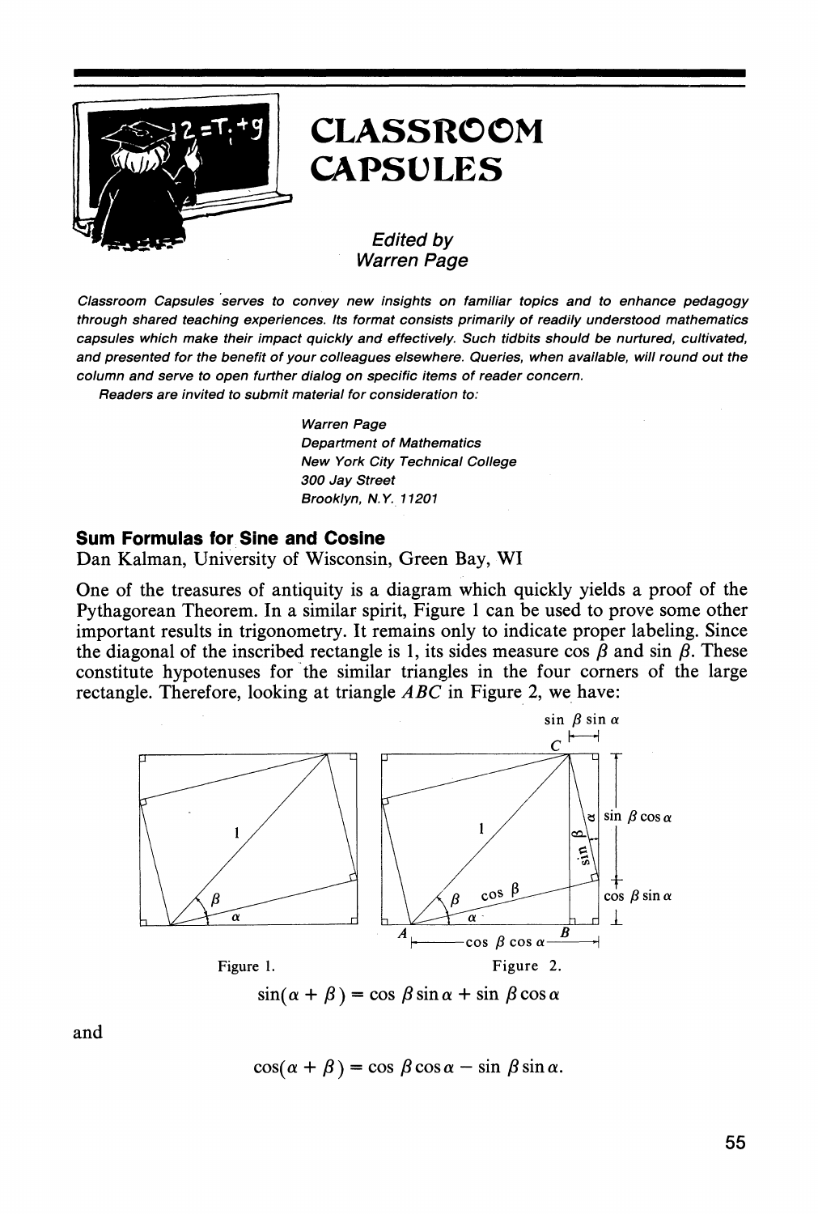# CLASSROOM CAPSULES

*Edited by*
*Warren Page*

*Classroom Capsules serves to convey new insights on familiar topics and to enhance pedagogy through shared teaching experiences. Its format consists primarily of readily understood mathematics capsules which make their impact quickly and effectively. Such tidbits should be nurtured, cultivated, and presented for the benefit of your colleagues elsewhere. Queries, when available, will round out the column and serve to open further dialog on specific items of reader concern.*

*Readers are invited to submit material for consideration to:*

*Warren Page*
*Department of Mathematics*
*New York City Technical College*
*300 Jay Street*
*Brooklyn, N.Y. 11201*

### Sum Formulas for Sine and Cosine

Dan Kalman, University of Wisconsin, Green Bay, WI

One of the treasures of antiquity is a diagram which quickly yields a proof of the Pythagorean Theorem. In a similar spirit, Figure 1 can be used to prove some other important results in trigonometry. It remains only to indicate proper labeling. Since the diagonal of the inscribed rectangle is 1, its sides measure $\cos\beta$ and $\sin\beta$. These constitute hypotenuses for the similar triangles in the four corners of the large rectangle. Therefore, looking at triangle $ABC$ in Figure 2, we have:

Figure 1. Figure 2.

$$\sin(\alpha+\beta) = \cos\beta\sin\alpha + \sin\beta\cos\alpha$$

and

$$\cos(\alpha+\beta) = \cos\beta\cos\alpha - \sin\beta\sin\alpha.$$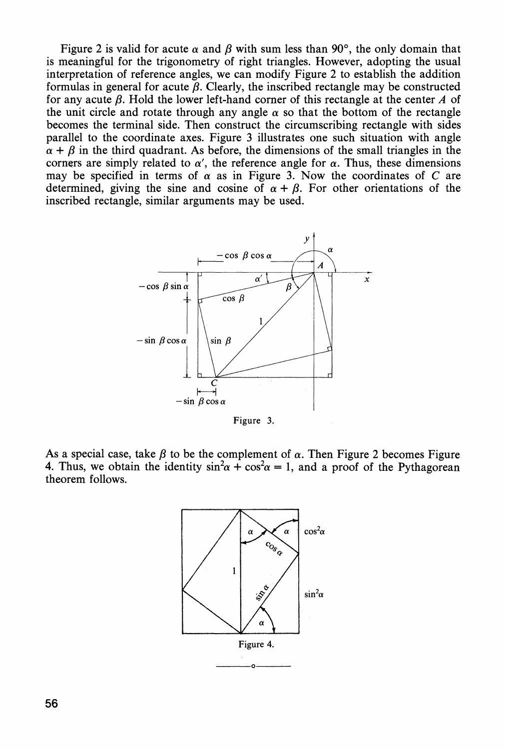Figure 2 is valid for acute $\alpha$ and $\beta$ with sum less than 90°, the only domain that is meaningful for the trigonometry of right triangles. However, adopting the usual interpretation of reference angles, we can modify Figure 2 to establish the addition formulas in general for acute $\beta$. Clearly, the inscribed rectangle may be constructed for any acute $\beta$. Hold the lower left-hand corner of this rectangle at the center $A$ of the unit circle and rotate through any angle $\alpha$ so that the bottom of the rectangle becomes the terminal side. Then construct the circumscribing rectangle with sides parallel to the coordinate axes. Figure 3 illustrates one such situation with angle $\alpha + \beta$ in the third quadrant. As before, the dimensions of the small triangles in the corners are simply related to $\alpha'$, the reference angle for $\alpha$. Thus, these dimensions may be specified in terms of $\alpha$ as in Figure 3. Now the coordinates of $C$ are determined, giving the sine and cosine of $\alpha + \beta$. For other orientations of the inscribed rectangle, similar arguments may be used.

$y$

$\alpha$

$-\cos\beta\cos\alpha$

$A$

$x$

$\alpha'$

$\beta$

$-\cos\beta\sin\alpha$

$\cos\beta$

1

$-\sin\beta\cos\alpha$

$\sin\beta$

$C$

$-\sin\beta\cos\alpha$

Figure 3.

As a special case, take $\beta$ to be the complement of $\alpha$. Then Figure 2 becomes Figure 4. Thus, we obtain the identity $\sin^2\alpha + \cos^2\alpha = 1$, and a proof of the Pythagorean theorem follows.

$\alpha$

$\alpha$

$\cos^2\alpha$

$\cos\alpha$

1

$\sin\alpha$

$\sin^2\alpha$

$\alpha$

Figure 4.